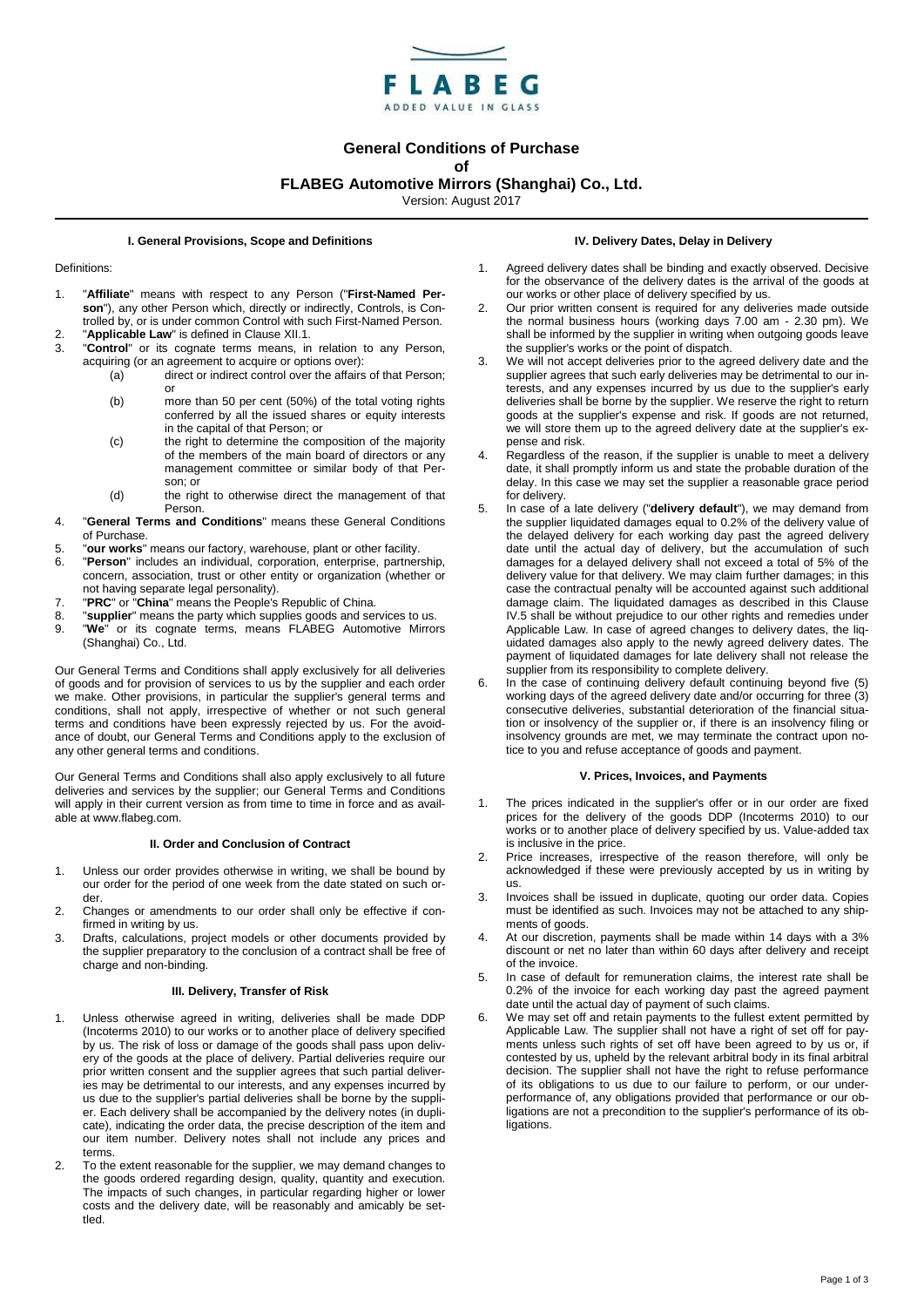FLABEG
ADDED VALUE IN GLASS

# General Conditions of Purchase
## of
## FLABEG Automotive Mirrors (Shanghai) Co., Ltd.

Version: August 2017

### I. General Provisions, Scope and Definitions

Definitions:

1. "**Affiliate**" means with respect to any Person ("**First-Named Person**"), any other Person which, directly or indirectly, Controls, is Controlled by, or is under common Control with such First-Named Person.
2. "**Applicable Law**" is defined in Clause XII.1.
3. "**Control**" or its cognate terms means, in relation to any Person, acquiring (or an agreement to acquire or options over):
   (a) direct or indirect control over the affairs of that Person; or
   (b) more than 50 per cent (50%) of the total voting rights conferred by all the issued shares or equity interests in the capital of that Person; or
   (c) the right to determine the composition of the majority of the members of the main board of directors or any management committee or similar body of that Person; or
   (d) the right to otherwise direct the management of that Person.
4. "**General Terms and Conditions**" means these General Conditions of Purchase.
5. "**our works**" means our factory, warehouse, plant or other facility.
6. "**Person**" includes an individual, corporation, enterprise, partnership, concern, association, trust or other entity or organization (whether or not having separate legal personality).
7. "**PRC**" or "**China**" means the People's Republic of China.
8. "**supplier**" means the party which supplies goods and services to us.
9. "**We**" or its cognate terms, means FLABEG Automotive Mirrors (Shanghai) Co., Ltd.

Our General Terms and Conditions shall apply exclusively for all deliveries of goods and for provision of services to us by the supplier and each order we make. Other provisions, in particular the supplier's general terms and conditions, shall not apply, irrespective of whether or not such general terms and conditions have been expressly rejected by us. For the avoidance of doubt, our General Terms and Conditions apply to the exclusion of any other general terms and conditions.

Our General Terms and Conditions shall also apply exclusively to all future deliveries and services by the supplier; our General Terms and Conditions will apply in their current version as from time to time in force and as available at www.flabeg.com.

### II. Order and Conclusion of Contract

1. Unless our order provides otherwise in writing, we shall be bound by our order for the period of one week from the date stated on such order.
2. Changes or amendments to our order shall only be effective if confirmed in writing by us.
3. Drafts, calculations, project models or other documents provided by the supplier preparatory to the conclusion of a contract shall be free of charge and non-binding.

### III. Delivery, Transfer of Risk

1. Unless otherwise agreed in writing, deliveries shall be made DDP (Incoterms 2010) to our works or to another place of delivery specified by us. The risk of loss or damage of the goods shall pass upon delivery of the goods at the place of delivery. Partial deliveries require our prior written consent and the supplier agrees that such partial deliveries may be detrimental to our interests, and any expenses incurred by us due to the supplier's partial deliveries shall be borne by the supplier. Each delivery shall be accompanied by the delivery notes (in duplicate), indicating the order data, the precise description of the item and our item number. Delivery notes shall not include any prices and terms.
2. To the extent reasonable for the supplier, we may demand changes to the goods ordered regarding design, quality, quantity and execution. The impacts of such changes, in particular regarding higher or lower costs and the delivery date, will be reasonably and amicably settled.

### IV. Delivery Dates, Delay in Delivery

1. Agreed delivery dates shall be binding and exactly observed. Decisive for the observance of the delivery dates is the arrival of the goods at our works or other place of delivery specified by us.
2. Our prior written consent is required for any deliveries made outside the normal business hours (working days 7.00 am - 2.30 pm). We shall be informed by the supplier in writing when outgoing goods leave the supplier's works or the point of dispatch.
3. We will not accept deliveries prior to the agreed delivery date and the supplier agrees that such early deliveries may be detrimental to our interests, and any expenses incurred by us due to the supplier's early deliveries shall be borne by the supplier. We reserve the right to return goods at the supplier's expense and risk. If goods are not returned, we will store them up to the agreed delivery date at the supplier's expense and risk.
4. Regardless of the reason, if the supplier is unable to meet a delivery date, it shall promptly inform us and state the probable duration of the delay. In this case we may set the supplier a reasonable grace period for delivery.
5. In case of a late delivery ("**delivery default**"), we may demand from the supplier liquidated damages equal to 0.2% of the delivery value of the delayed delivery for each working day past the agreed delivery date until the actual day of delivery, but the accumulation of such damages for a delayed delivery shall not exceed a total of 5% of the delivery value for that delivery. We may claim further damages; in this case the contractual penalty will be accounted against such additional damage claim. The liquidated damages as described in this Clause IV.5 shall be without prejudice to our other rights and remedies under Applicable Law. In case of agreed changes to delivery dates, the liquidated damages also apply to the newly agreed delivery dates. The payment of liquidated damages for late delivery shall not release the supplier from its responsibility to complete delivery.
6. In the case of continuing delivery default continuing beyond five (5) working days of the agreed delivery date and/or occurring for three (3) consecutive deliveries, substantial deterioration of the financial situation or insolvency of the supplier or, if there is an insolvency filing or insolvency grounds are met, we may terminate the contract upon notice to you and refuse acceptance of goods and payment.

### V. Prices, Invoices, and Payments

1. The prices indicated in the supplier's offer or in our order are fixed prices for the delivery of the goods DDP (Incoterms 2010) to our works or to another place of delivery specified by us. Value-added tax is inclusive in the price.
2. Price increases, irrespective of the reason therefore, will only be acknowledged if these were previously accepted by us in writing by us.
3. Invoices shall be issued in duplicate, quoting our order data. Copies must be identified as such. Invoices may not be attached to any shipments of goods.
4. At our discretion, payments shall be made within 14 days with a 3% discount or net no later than within 60 days after delivery and receipt of the invoice.
5. In case of default for remuneration claims, the interest rate shall be 0.2% of the invoice for each working day past the agreed payment date until the actual day of payment of such claims.
6. We may set off and retain payments to the fullest extent permitted by Applicable Law. The supplier shall not have a right of set off for payments unless such rights of set off have been agreed to by us or, if contested by us, upheld by the relevant arbitral body in its final arbitral decision. The supplier shall not have the right to refuse performance of its obligations to us due to our failure to perform, or our underperformance of, any obligations provided that performance or our obligations are not a precondition to the supplier's performance of its obligations.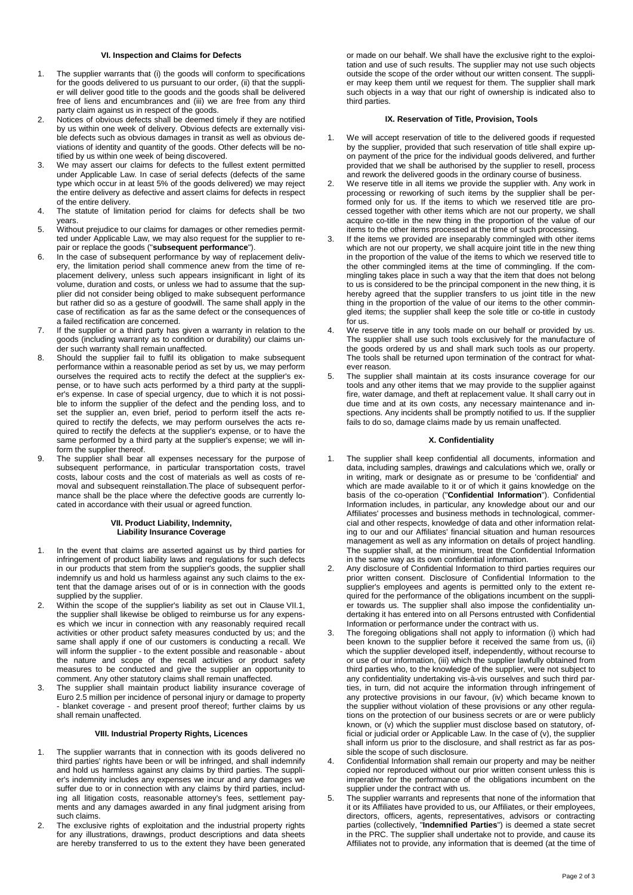### VI. Inspection and Claims for Defects

1. The supplier warrants that (i) the goods will conform to specifications for the goods delivered to us pursuant to our order, (ii) that the supplier will deliver good title to the goods and the goods shall be delivered free of liens and encumbrances and (iii) we are free from any third party claim against us in respect of the goods.
2. Notices of obvious defects shall be deemed timely if they are notified by us within one week of delivery. Obvious defects are externally visible defects such as obvious damages in transit as well as obvious deviations of identity and quantity of the goods. Other defects will be notified by us within one week of being discovered.
3. We may assert our claims for defects to the fullest extent permitted under Applicable Law. In case of serial defects (defects of the same type which occur in at least 5% of the goods delivered) we may reject the entire delivery as defective and assert claims for defects in respect of the entire delivery.
4. The statute of limitation period for claims for defects shall be two years.
5. Without prejudice to our claims for damages or other remedies permitted under Applicable Law, we may also request for the supplier to repair or replace the goods ("**subsequent performance**").
6. In the case of subsequent performance by way of replacement delivery, the limitation period shall commence anew from the time of replacement delivery, unless such appears insignificant in light of its volume, duration and costs, or unless we had to assume that the supplier did not consider being obliged to make subsequent performance but rather did so as a gesture of goodwill. The same shall apply in the case of rectification as far as the same defect or the consequences of a failed rectification are concerned.
7. If the supplier or a third party has given a warranty in relation to the goods (including warranty as to condition or durability) our claims under such warranty shall remain unaffected.
8. Should the supplier fail to fulfil its obligation to make subsequent performance within a reasonable period as set by us, we may perform ourselves the required acts to rectify the defect at the supplier's expense, or to have such acts performed by a third party at the supplier's expense. In case of special urgency, due to which it is not possible to inform the supplier of the defect and the pending loss, and to set the supplier an, even brief, period to perform itself the acts required to rectify the defects, we may perform ourselves the acts required to rectify the defects at the supplier's expense, or to have the same performed by a third party at the supplier's expense; we will inform the supplier thereof.
9. The supplier shall bear all expenses necessary for the purpose of subsequent performance, in particular transportation costs, travel costs, labour costs and the cost of materials as well as costs of removal and subsequent reinstallation.The place of subsequent performance shall be the place where the defective goods are currently located in accordance with their usual or agreed function.

### VII. Product Liability, Indemnity, Liability Insurance Coverage

1. In the event that claims are asserted against us by third parties for infringement of product liability laws and regulations for such defects in our products that stem from the supplier's goods, the supplier shall indemnify us and hold us harmless against any such claims to the extent that the damage arises out of or is in connection with the goods supplied by the supplier.
2. Within the scope of the supplier's liability as set out in Clause VII.1, the supplier shall likewise be obliged to reimburse us for any expenses which we incur in connection with any reasonably required recall activities or other product safety measures conducted by us; and the same shall apply if one of our customers is conducting a recall. We will inform the supplier - to the extent possible and reasonable - about the nature and scope of the recall activities or product safety measures to be conducted and give the supplier an opportunity to comment. Any other statutory claims shall remain unaffected.
3. The supplier shall maintain product liability insurance coverage of Euro 2.5 million per incidence of personal injury or damage to property - blanket coverage - and present proof thereof; further claims by us shall remain unaffected.

### VIII. Industrial Property Rights, Licences

1. The supplier warrants that in connection with its goods delivered no third parties' rights have been or will be infringed, and shall indemnify and hold us harmless against any claims by third parties. The supplier's indemnity includes any expenses we incur and any damages we suffer due to or in connection with any claims by third parties, including all litigation costs, reasonable attorney's fees, settlement payments and any damages awarded in any final judgment arising from such claims.
2. The exclusive rights of exploitation and the industrial property rights for any illustrations, drawings, product descriptions and data sheets are hereby transferred to us to the extent they have been generated or made on our behalf. We shall have the exclusive right to the exploitation and use of such results. The supplier may not use such objects outside the scope of the order without our written consent. The supplier may keep them until we request for them. The supplier shall mark such objects in a way that our right of ownership is indicated also to third parties.

### IX. Reservation of Title, Provision, Tools

1. We will accept reservation of title to the delivered goods if requested by the supplier, provided that such reservation of title shall expire upon payment of the price for the individual goods delivered, and further provided that we shall be authorised by the supplier to resell, process and rework the delivered goods in the ordinary course of business.
2. We reserve title in all items we provide the supplier with. Any work in processing or reworking of such items by the supplier shall be performed only for us. If the items to which we reserved title are processed together with other items which are not our property, we shall acquire co-title in the new thing in the proportion of the value of our items to the other items processed at the time of such processing.
3. If the items we provided are inseparably commingled with other items which are not our property, we shall acquire joint title in the new thing in the proportion of the value of the items to which we reserved title to the other commingled items at the time of commingling. If the commingling takes place in such a way that the item that does not belong to us is considered to be the principal component in the new thing, it is hereby agreed that the supplier transfers to us joint title in the new thing in the proportion of the value of our items to the other commingled items; the supplier shall keep the sole title or co-title in custody for us.
4. We reserve title in any tools made on our behalf or provided by us. The supplier shall use such tools exclusively for the manufacture of the goods ordered by us and shall mark such tools as our property. The tools shall be returned upon termination of the contract for whatever reason.
5. The supplier shall maintain at its costs insurance coverage for our tools and any other items that we may provide to the supplier against fire, water damage, and theft at replacement value. It shall carry out in due time and at its own costs, any necessary maintenance and inspections. Any incidents shall be promptly notified to us. If the supplier fails to do so, damage claims made by us remain unaffected.

### X. Confidentiality

1. The supplier shall keep confidential all documents, information and data, including samples, drawings and calculations which we, orally or in writing, mark or designate as or presume to be 'confidential' and which are made available to it or of which it gains knowledge on the basis of the co-operation ("**Confidential Information**"). Confidential Information includes, in particular, any knowledge about our and our Affiliates' processes and business methods in technological, commercial and other respects, knowledge of data and other information relating to our and our Affiliates' financial situation and human resources management as well as any information on details of project handling. The supplier shall, at the minimum, treat the Confidential Information in the same way as its own confidential information.
2. Any disclosure of Confidential Information to third parties requires our prior written consent. Disclosure of Confidential Information to the supplier's employees and agents is permitted only to the extent required for the performance of the obligations incumbent on the supplier towards us. The supplier shall also impose the confidentiality undertaking it has entered into on all Persons entrusted with Confidential Information or performance under the contract with us.
3. The foregoing obligations shall not apply to information (i) which had been known to the supplier before it received the same from us, (ii) which the supplier developed itself, independently, without recourse to or use of our information, (iii) which the supplier lawfully obtained from third parties who, to the knowledge of the supplier, were not subject to any confidentiality undertaking vis-à-vis ourselves and such third parties, in turn, did not acquire the information through infringement of any protective provisions in our favour, (iv) which became known to the supplier without violation of these provisions or any other regulations on the protection of our business secrets or are or were publicly known, or (v) which the supplier must disclose based on statutory, official or judicial order or Applicable Law. In the case of (v), the supplier shall inform us prior to the disclosure, and shall restrict as far as possible the scope of such disclosure.
4. Confidential Information shall remain our property and may be neither copied nor reproduced without our prior written consent unless this is imperative for the performance of the obligations incumbent on the supplier under the contract with us.
5. The supplier warrants and represents that none of the information that it or its Affiliates have provided to us, our Affiliates, or their employees, directors, officers, agents, representatives, advisors or contracting parties (collectively, "**Indemnified Parties**") is deemed a state secret in the PRC. The supplier shall undertake not to provide, and cause its Affiliates not to provide, any information that is deemed (at the time of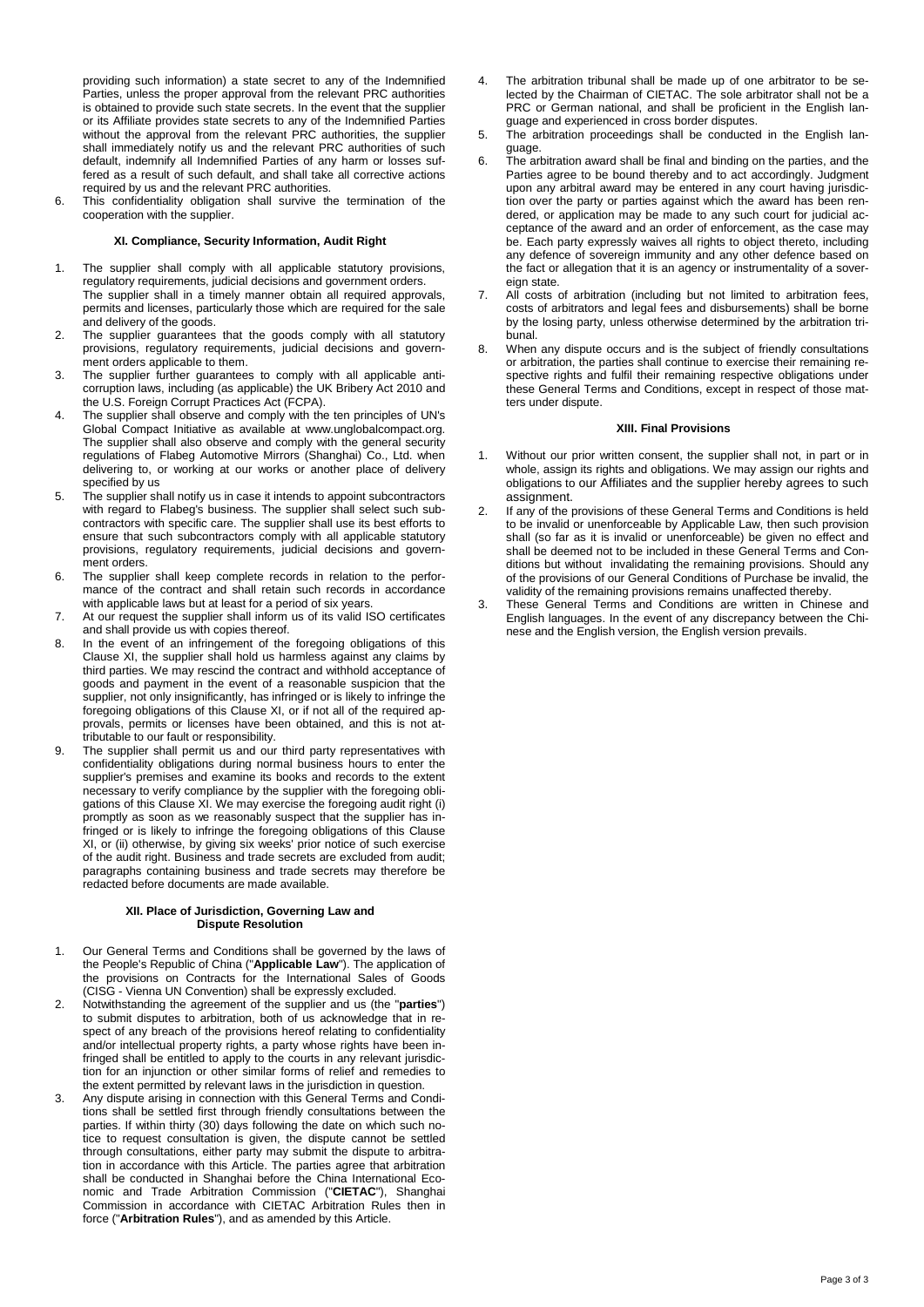providing such information) a state secret to any of the Indemnified Parties, unless the proper approval from the relevant PRC authorities is obtained to provide such state secrets. In the event that the supplier or its Affiliate provides state secrets to any of the Indemnified Parties without the approval from the relevant PRC authorities, the supplier shall immediately notify us and the relevant PRC authorities of such default, indemnify all Indemnified Parties of any harm or losses suffered as a result of such default, and shall take all corrective actions required by us and the relevant PRC authorities.

6. This confidentiality obligation shall survive the termination of the cooperation with the supplier.

### XI. Compliance, Security Information, Audit Right

1. The supplier shall comply with all applicable statutory provisions, regulatory requirements, judicial decisions and government orders. The supplier shall in a timely manner obtain all required approvals, permits and licenses, particularly those which are required for the sale and delivery of the goods.
2. The supplier guarantees that the goods comply with all statutory provisions, regulatory requirements, judicial decisions and government orders applicable to them.
3. The supplier further guarantees to comply with all applicable anti-corruption laws, including (as applicable) the UK Bribery Act 2010 and the U.S. Foreign Corrupt Practices Act (FCPA).
4. The supplier shall observe and comply with the ten principles of UN's Global Compact Initiative as available at www.unglobalcompact.org. The supplier shall also observe and comply with the general security regulations of Flabeg Automotive Mirrors (Shanghai) Co., Ltd. when delivering to, or working at our works or another place of delivery specified by us
5. The supplier shall notify us in case it intends to appoint subcontractors with regard to Flabeg's business. The supplier shall select such subcontractors with specific care. The supplier shall use its best efforts to ensure that such subcontractors comply with all applicable statutory provisions, regulatory requirements, judicial decisions and government orders.
6. The supplier shall keep complete records in relation to the performance of the contract and shall retain such records in accordance with applicable laws but at least for a period of six years.
7. At our request the supplier shall inform us of its valid ISO certificates and shall provide us with copies thereof.
8. In the event of an infringement of the foregoing obligations of this Clause XI, the supplier shall hold us harmless against any claims by third parties. We may rescind the contract and withhold acceptance of goods and payment in the event of a reasonable suspicion that the supplier, not only insignificantly, has infringed or is likely to infringe the foregoing obligations of this Clause XI, or if not all of the required approvals, permits or licenses have been obtained, and this is not attributable to our fault or responsibility.
9. The supplier shall permit us and our third party representatives with confidentiality obligations during normal business hours to enter the supplier's premises and examine its books and records to the extent necessary to verify compliance by the supplier with the foregoing obligations of this Clause XI. We may exercise the foregoing audit right (i) promptly as soon as we reasonably suspect that the supplier has infringed or is likely to infringe the foregoing obligations of this Clause XI, or (ii) otherwise, by giving six weeks' prior notice of such exercise of the audit right. Business and trade secrets are excluded from audit; paragraphs containing business and trade secrets may therefore be redacted before documents are made available.

### XII. Place of Jurisdiction, Governing Law and Dispute Resolution

1. Our General Terms and Conditions shall be governed by the laws of the People's Republic of China ("**Applicable Law**"). The application of the provisions on Contracts for the International Sales of Goods (CISG - Vienna UN Convention) shall be expressly excluded.
2. Notwithstanding the agreement of the supplier and us (the "**parties**") to submit disputes to arbitration, both of us acknowledge that in respect of any breach of the provisions hereof relating to confidentiality and/or intellectual property rights, a party whose rights have been infringed shall be entitled to apply to the courts in any relevant jurisdiction for an injunction or other similar forms of relief and remedies to the extent permitted by relevant laws in the jurisdiction in question.
3. Any dispute arising in connection with this General Terms and Conditions shall be settled first through friendly consultations between the parties. If within thirty (30) days following the date on which such notice to request consultation is given, the dispute cannot be settled through consultations, either party may submit the dispute to arbitration in accordance with this Article. The parties agree that arbitration shall be conducted in Shanghai before the China International Economic and Trade Arbitration Commission ("**CIETAC**"), Shanghai Commission in accordance with CIETAC Arbitration Rules then in force ("**Arbitration Rules**"), and as amended by this Article.
4. The arbitration tribunal shall be made up of one arbitrator to be selected by the Chairman of CIETAC. The sole arbitrator shall not be a PRC or German national, and shall be proficient in the English language and experienced in cross border disputes.
5. The arbitration proceedings shall be conducted in the English language.
6. The arbitration award shall be final and binding on the parties, and the Parties agree to be bound thereby and to act accordingly. Judgment upon any arbitral award may be entered in any court having jurisdiction over the party or parties against which the award has been rendered, or application may be made to any such court for judicial acceptance of the award and an order of enforcement, as the case may be. Each party expressly waives all rights to object thereto, including any defence of sovereign immunity and any other defence based on the fact or allegation that it is an agency or instrumentality of a sovereign state.
7. All costs of arbitration (including but not limited to arbitration fees, costs of arbitrators and legal fees and disbursements) shall be borne by the losing party, unless otherwise determined by the arbitration tribunal.
8. When any dispute occurs and is the subject of friendly consultations or arbitration, the parties shall continue to exercise their remaining respective rights and fulfil their remaining respective obligations under these General Terms and Conditions, except in respect of those matters under dispute.

### XIII. Final Provisions

1. Without our prior written consent, the supplier shall not, in part or in whole, assign its rights and obligations. We may assign our rights and obligations to our Affiliates and the supplier hereby agrees to such assignment.
2. If any of the provisions of these General Terms and Conditions is held to be invalid or unenforceable by Applicable Law, then such provision shall (so far as it is invalid or unenforceable) be given no effect and shall be deemed not to be included in these General Terms and Conditions but without invalidating the remaining provisions. Should any of the provisions of our General Conditions of Purchase be invalid, the validity of the remaining provisions remains unaffected thereby.
3. These General Terms and Conditions are written in Chinese and English languages. In the event of any discrepancy between the Chinese and the English version, the English version prevails.